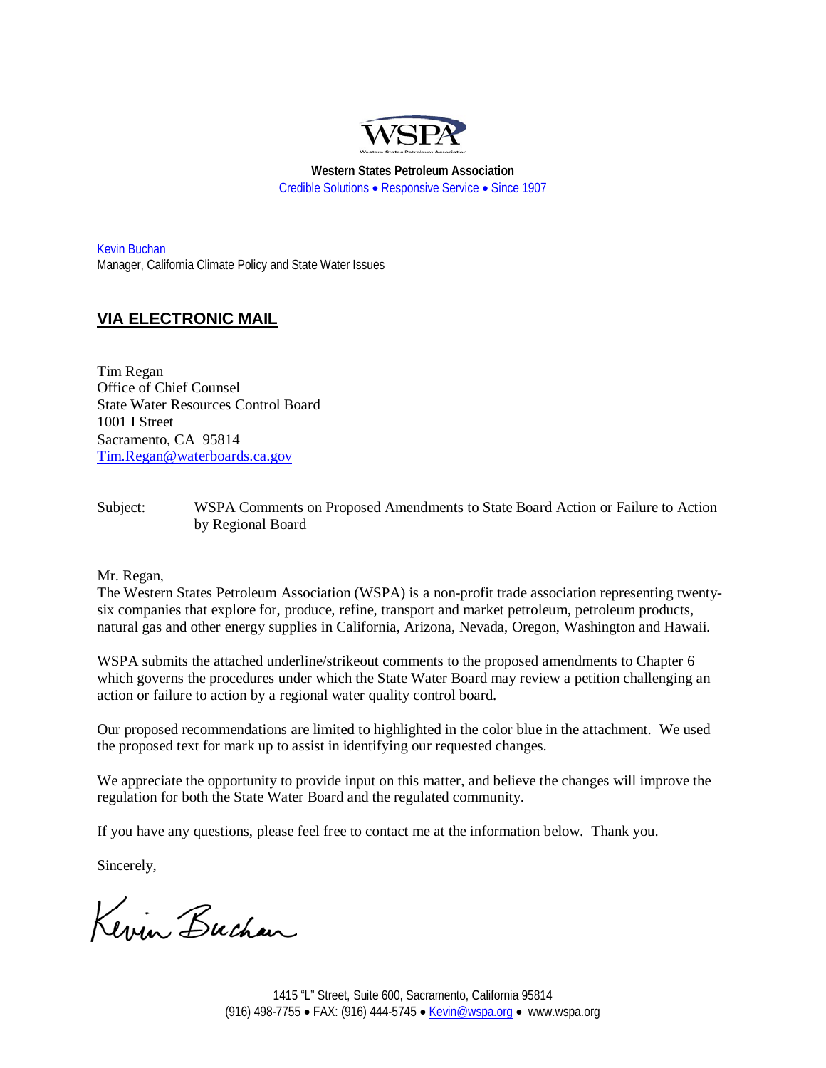WSPA

**Western States Petroleum Association**
Credible Solutions • Responsive Service • Since 1907

Kevin Buchan
Manager, California Climate Policy and State Water Issues

## VIA ELECTRONIC MAIL

Tim Regan
Office of Chief Counsel
State Water Resources Control Board
1001 I Street
Sacramento, CA 95814
Tim.Regan@waterboards.ca.gov

Subject: WSPA Comments on Proposed Amendments to State Board Action or Failure to Action by Regional Board

Mr. Regan,

The Western States Petroleum Association (WSPA) is a non-profit trade association representing twenty-six companies that explore for, produce, refine, transport and market petroleum, petroleum products, natural gas and other energy supplies in California, Arizona, Nevada, Oregon, Washington and Hawaii.

WSPA submits the attached underline/strikeout comments to the proposed amendments to Chapter 6 which governs the procedures under which the State Water Board may review a petition challenging an action or failure to action by a regional water quality control board.

Our proposed recommendations are limited to highlighted in the color blue in the attachment. We used the proposed text for mark up to assist in identifying our requested changes.

We appreciate the opportunity to provide input on this matter, and believe the changes will improve the regulation for both the State Water Board and the regulated community.

If you have any questions, please feel free to contact me at the information below. Thank you.

Sincerely,

Kevin Buchan

1415 "L" Street, Suite 600, Sacramento, California 95814
(916) 498-7755 • FAX: (916) 444-5745 • Kevin@wspa.org • www.wspa.org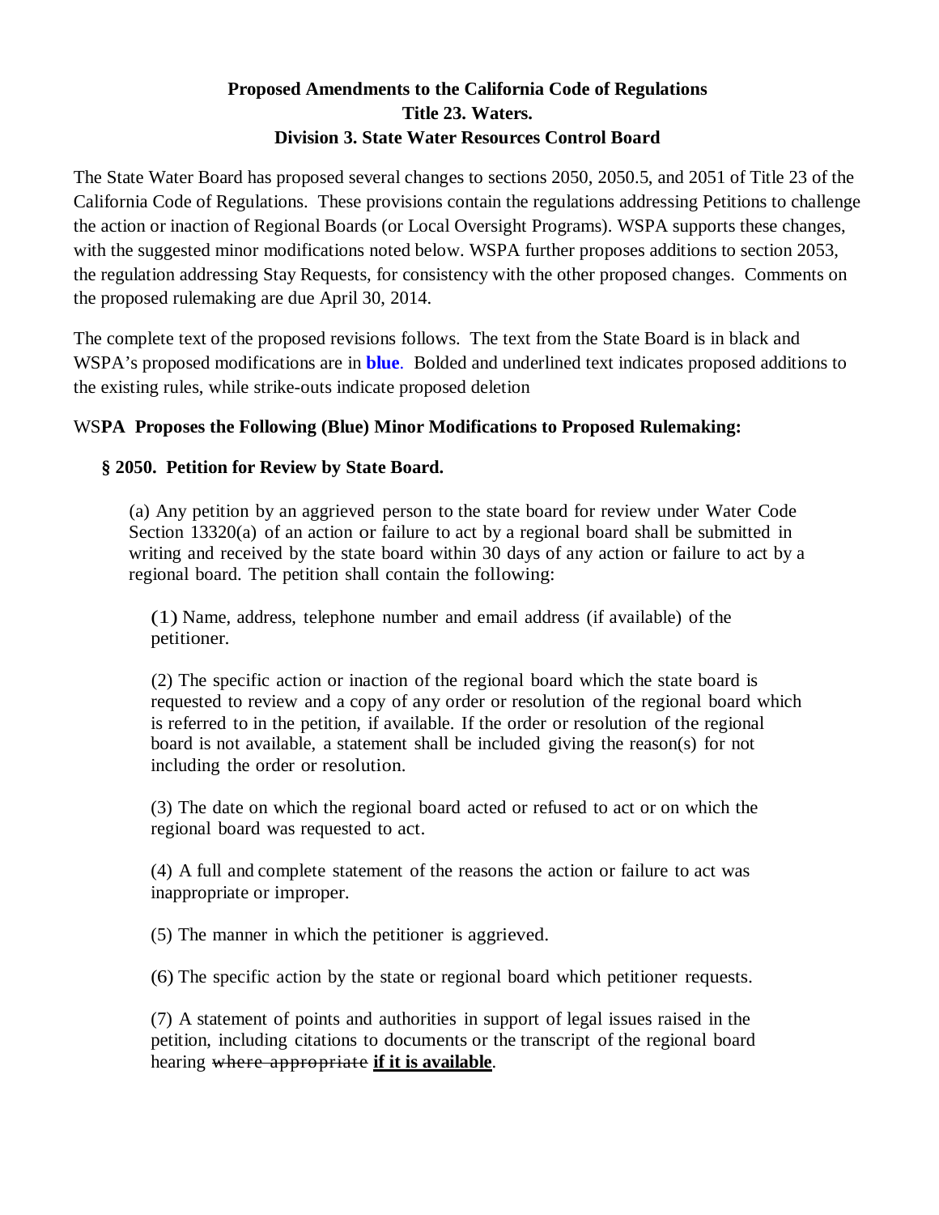**Proposed Amendments to the California Code of Regulations**
**Title 23. Waters.**
**Division 3. State Water Resources Control Board**

The State Water Board has proposed several changes to sections 2050, 2050.5, and 2051 of Title 23 of the California Code of Regulations. These provisions contain the regulations addressing Petitions to challenge the action or inaction of Regional Boards (or Local Oversight Programs). WSPA supports these changes, with the suggested minor modifications noted below. WSPA further proposes additions to section 2053, the regulation addressing Stay Requests, for consistency with the other proposed changes. Comments on the proposed rulemaking are due April 30, 2014.

The complete text of the proposed revisions follows. The text from the State Board is in black and WSPA's proposed modifications are in **blue**. Bolded and underlined text indicates proposed additions to the existing rules, while strike-outs indicate proposed deletion

### WS**PA Proposes the Following (Blue) Minor Modifications to Proposed Rulemaking:**

#### § 2050. Petition for Review by State Board.

(a) Any petition by an aggrieved person to the state board for review under Water Code Section 13320(a) of an action or failure to act by a regional board shall be submitted in writing and received by the state board within 30 days of any action or failure to act by a regional board. The petition shall contain the following:

(1) Name, address, telephone number and email address (if available) of the petitioner.

(2) The specific action or inaction of the regional board which the state board is requested to review and a copy of any order or resolution of the regional board which is referred to in the petition, if available. If the order or resolution of the regional board is not available, a statement shall be included giving the reason(s) for not including the order or resolution.

(3) The date on which the regional board acted or refused to act or on which the regional board was requested to act.

(4) A full and complete statement of the reasons the action or failure to act was inappropriate or improper.

(5) The manner in which the petitioner is aggrieved.

(6) The specific action by the state or regional board which petitioner requests.

(7) A statement of points and authorities in support of legal issues raised in the petition, including citations to documents or the transcript of the regional board hearing ~~where appropriate~~ **<u>if it is available</u>**.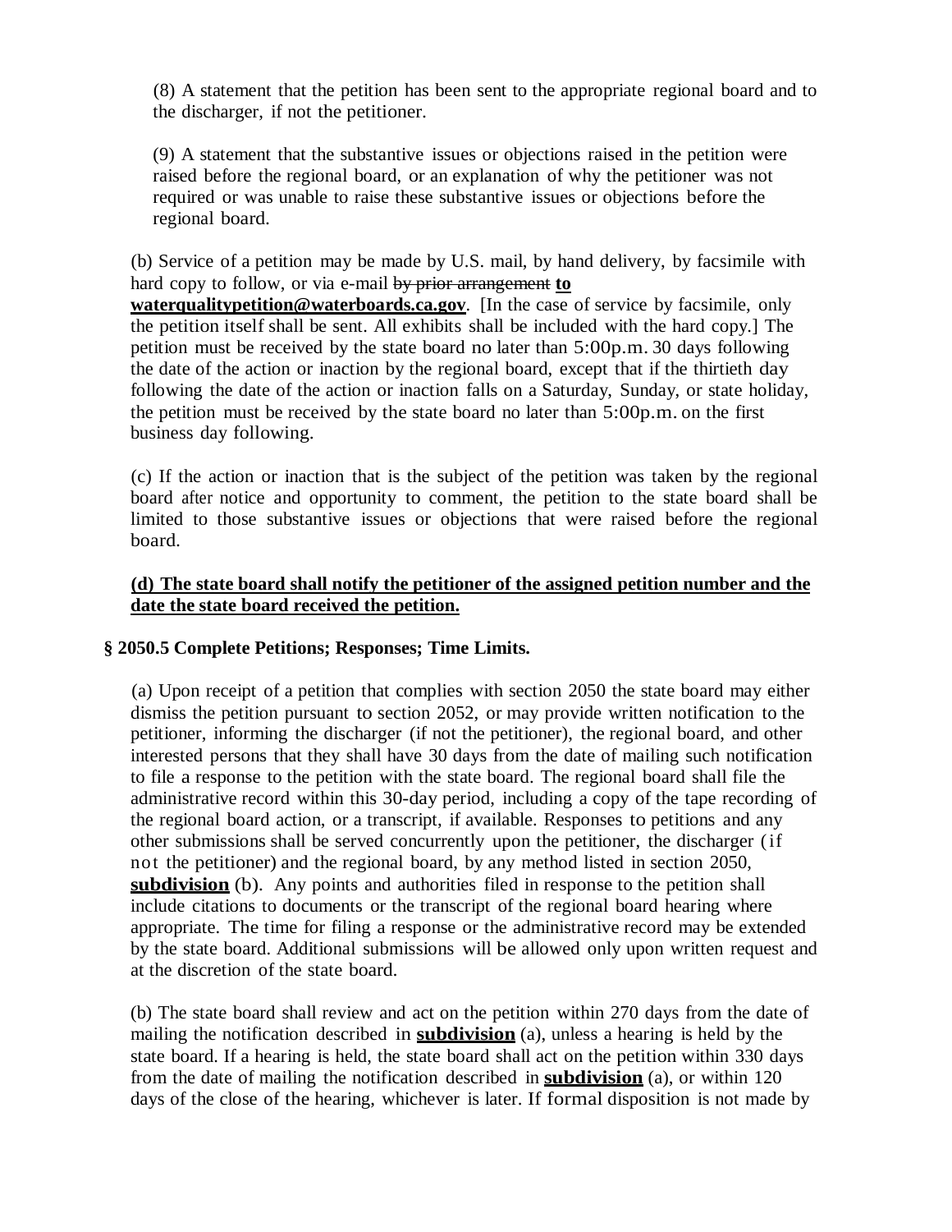(8) A statement that the petition has been sent to the appropriate regional board and to the discharger, if not the petitioner.

(9) A statement that the substantive issues or objections raised in the petition were raised before the regional board, or an explanation of why the petitioner was not required or was unable to raise these substantive issues or objections before the regional board.

(b) Service of a petition may be made by U.S. mail, by hand delivery, by facsimile with hard copy to follow, or via e-mail ~~by prior arrangement~~ **<u>to waterqualitypetition@waterboards.ca.gov</u>**. [In the case of service by facsimile, only the petition itself shall be sent. All exhibits shall be included with the hard copy.] The petition must be received by the state board no later than 5:00p.m. 30 days following the date of the action or inaction by the regional board, except that if the thirtieth day following the date of the action or inaction falls on a Saturday, Sunday, or state holiday, the petition must be received by the state board no later than 5:00p.m. on the first business day following.

(c) If the action or inaction that is the subject of the petition was taken by the regional board after notice and opportunity to comment, the petition to the state board shall be limited to those substantive issues or objections that were raised before the regional board.

**<u>(d) The state board shall notify the petitioner of the assigned petition number and the date the state board received the petition.</u>**

**§ 2050.5 Complete Petitions; Responses; Time Limits.**

(a) Upon receipt of a petition that complies with section 2050 the state board may either dismiss the petition pursuant to section 2052, or may provide written notification to the petitioner, informing the discharger (if not the petitioner), the regional board, and other interested persons that they shall have 30 days from the date of mailing such notification to file a response to the petition with the state board. The regional board shall file the administrative record within this 30-day period, including a copy of the tape recording of the regional board action, or a transcript, if available. Responses to petitions and any other submissions shall be served concurrently upon the petitioner, the discharger (if not the petitioner) and the regional board, by any method listed in section 2050, **<u>subdivision</u>** (b). Any points and authorities filed in response to the petition shall include citations to documents or the transcript of the regional board hearing where appropriate. The time for filing a response or the administrative record may be extended by the state board. Additional submissions will be allowed only upon written request and at the discretion of the state board.

(b) The state board shall review and act on the petition within 270 days from the date of mailing the notification described in **<u>subdivision</u>** (a), unless a hearing is held by the state board. If a hearing is held, the state board shall act on the petition within 330 days from the date of mailing the notification described in **<u>subdivision</u>** (a), or within 120 days of the close of the hearing, whichever is later. If formal disposition is not made by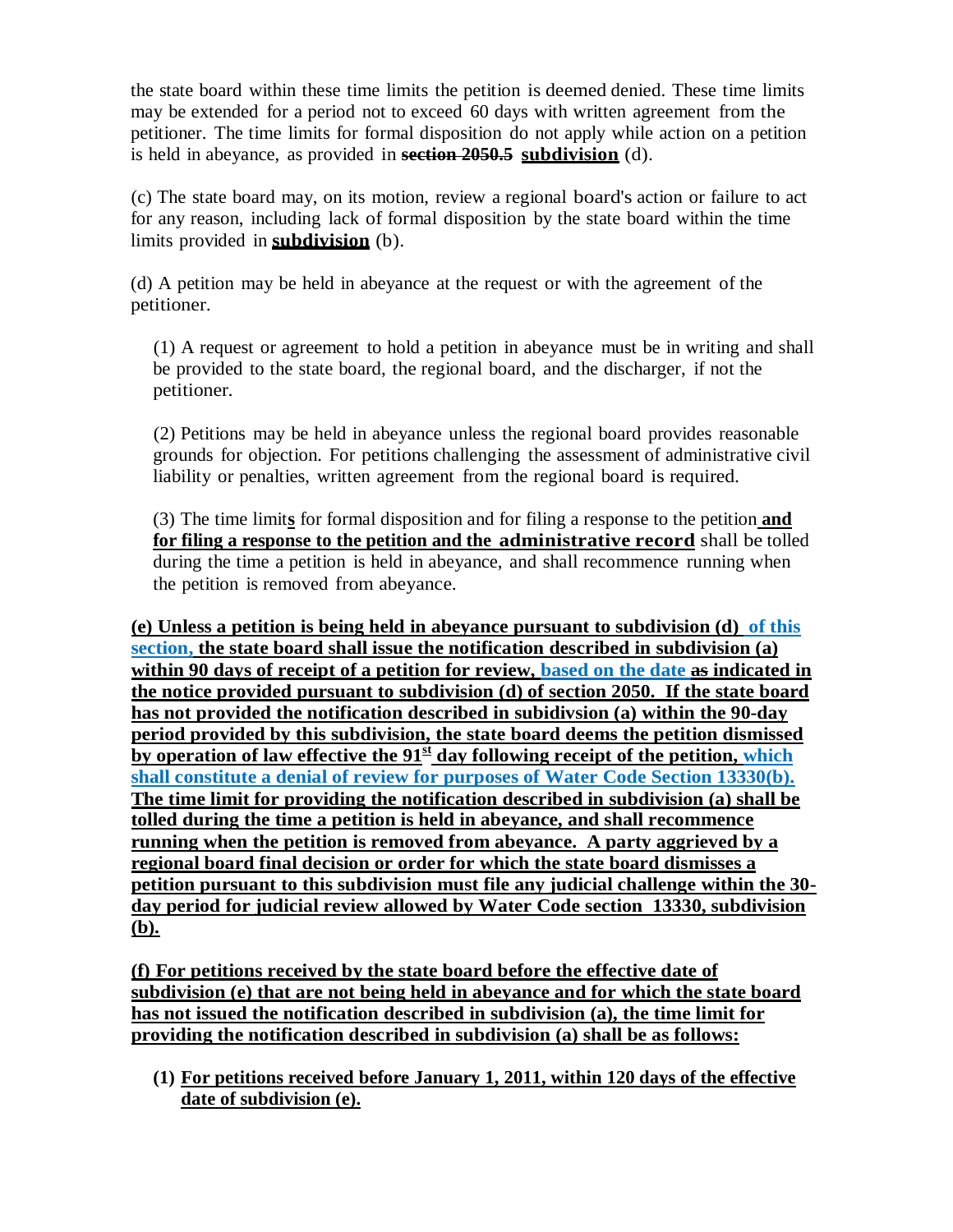the state board within these time limits the petition is deemed denied. These time limits may be extended for a period not to exceed 60 days with written agreement from the petitioner. The time limits for formal disposition do not apply while action on a petition is held in abeyance, as provided in ~~section 2050.5~~ **<u>subdivision</u>** (d).

(c) The state board may, on its motion, review a regional board's action or failure to act for any reason, including lack of formal disposition by the state board within the time limits provided in **<u>subdivision</u>** (b).

(d) A petition may be held in abeyance at the request or with the agreement of the petitioner.

(1) A request or agreement to hold a petition in abeyance must be in writing and shall be provided to the state board, the regional board, and the discharger, if not the petitioner.

(2) Petitions may be held in abeyance unless the regional board provides reasonable grounds for objection. For petitions challenging the assessment of administrative civil liability or penalties, written agreement from the regional board is required.

(3) The time limit**<u>s</u>** for formal disposition and for filing a response to the petition **<u>and for filing a response to the petition and the administrative record</u>** shall be tolled during the time a petition is held in abeyance, and shall recommence running when the petition is removed from abeyance.

**<u>(e) Unless a petition is being held in abeyance pursuant to subdivision (d) of this section, the state board shall issue the notification described in subdivision (a) within 90 days of receipt of a petition for review, based on the date ~~as~~ indicated in the notice provided pursuant to subdivision (d) of section 2050. If the state board has not provided the notification described in subidivsion (a) within the 90-day period provided by this subdivision, the state board deems the petition dismissed by operation of law effective the 91st day following receipt of the petition, which shall constitute a denial of review for purposes of Water Code Section 13330(b). The time limit for providing the notification described in subdivision (a) shall be tolled during the time a petition is held in abeyance, and shall recommence running when the petition is removed from abeyance. A party aggrieved by a regional board final decision or order for which the state board dismisses a petition pursuant to this subdivision must file any judicial challenge within the 30-day period for judicial review allowed by Water Code section 13330, subdivision (b).</u>**

**<u>(f) For petitions received by the state board before the effective date of subdivision (e) that are not being held in abeyance and for which the state board has not issued the notification described in subdivision (a), the time limit for providing the notification described in subdivision (a) shall be as follows:</u>**

**(1) <u>For petitions received before January 1, 2011, within 120 days of the effective date of subdivision (e).</u>**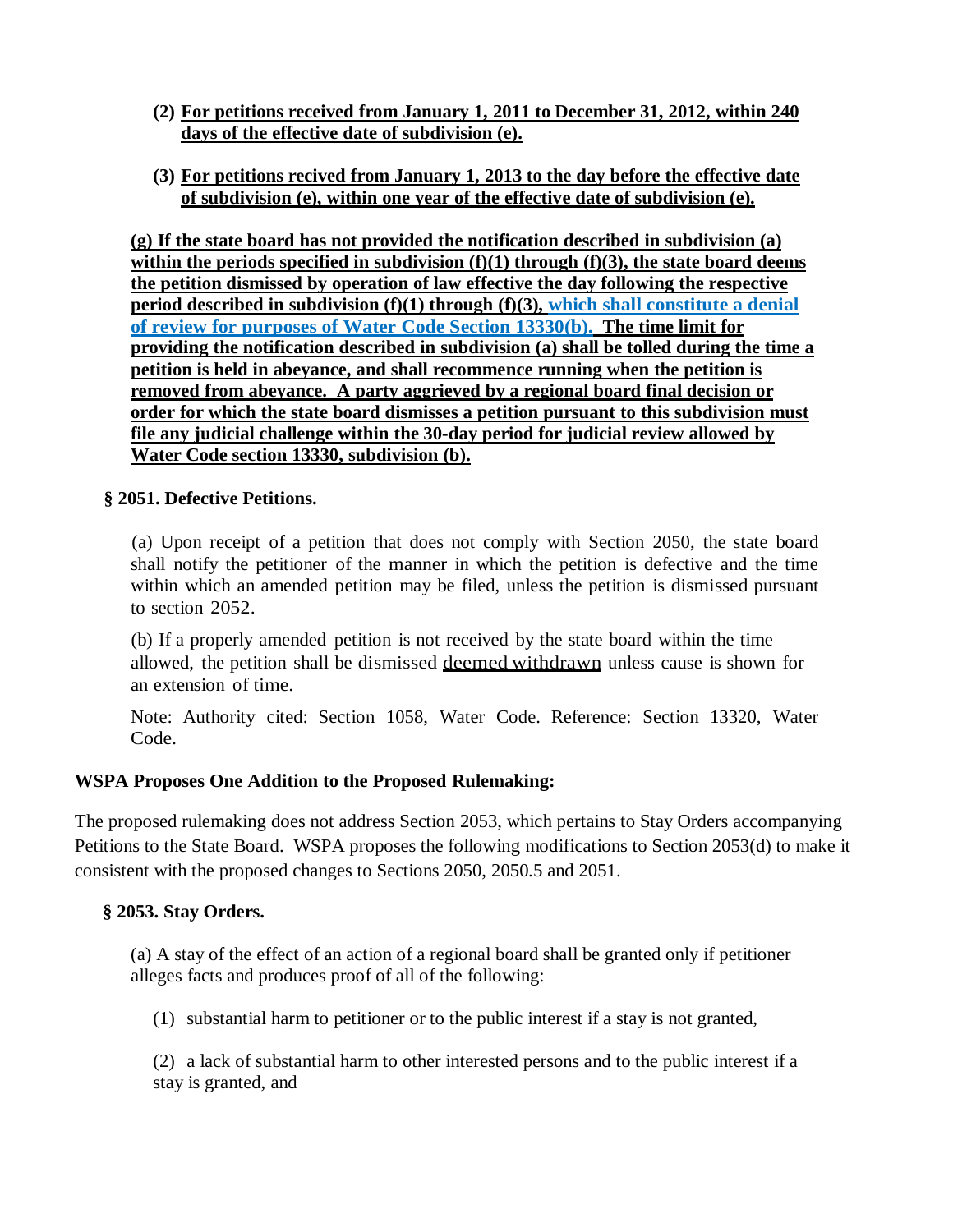**(2) <u>For petitions received from January 1, 2011 to December 31, 2012, within 240 days of the effective date of subdivision (e).</u>**

**(3) <u>For petitions recived from January 1, 2013 to the day before the effective date of subdivision (e), within one year of the effective date of subdivision (e).</u>**

**<u>(g) If the state board has not provided the notification described in subdivision (a) within the periods specified in subdivision (f)(1) through (f)(3), the state board deems the petition dismissed by operation of law effective the day following the respective period described in subdivision (f)(1) through (f)(3), which shall constitute a denial of review for purposes of Water Code Section 13330(b). The time limit for providing the notification described in subdivision (a) shall be tolled during the time a petition is held in abeyance, and shall recommence running when the petition is removed from abeyance. A party aggrieved by a regional board final decision or order for which the state board dismisses a petition pursuant to this subdivision must file any judicial challenge within the 30-day period for judicial review allowed by Water Code section 13330, subdivision (b).</u>**

### § 2051. Defective Petitions.

(a) Upon receipt of a petition that does not comply with Section 2050, the state board shall notify the petitioner of the manner in which the petition is defective and the time within which an amended petition may be filed, unless the petition is dismissed pursuant to section 2052.

(b) If a properly amended petition is not received by the state board within the time allowed, the petition shall be dismissed <u>deemed withdrawn</u> unless cause is shown for an extension of time.

Note: Authority cited: Section 1058, Water Code. Reference: Section 13320, Water Code.

## WSPA Proposes One Addition to the Proposed Rulemaking:

The proposed rulemaking does not address Section 2053, which pertains to Stay Orders accompanying Petitions to the State Board. WSPA proposes the following modifications to Section 2053(d) to make it consistent with the proposed changes to Sections 2050, 2050.5 and 2051.

### § 2053. Stay Orders.

(a) A stay of the effect of an action of a regional board shall be granted only if petitioner alleges facts and produces proof of all of the following:

(1) substantial harm to petitioner or to the public interest if a stay is not granted,

(2) a lack of substantial harm to other interested persons and to the public interest if a stay is granted, and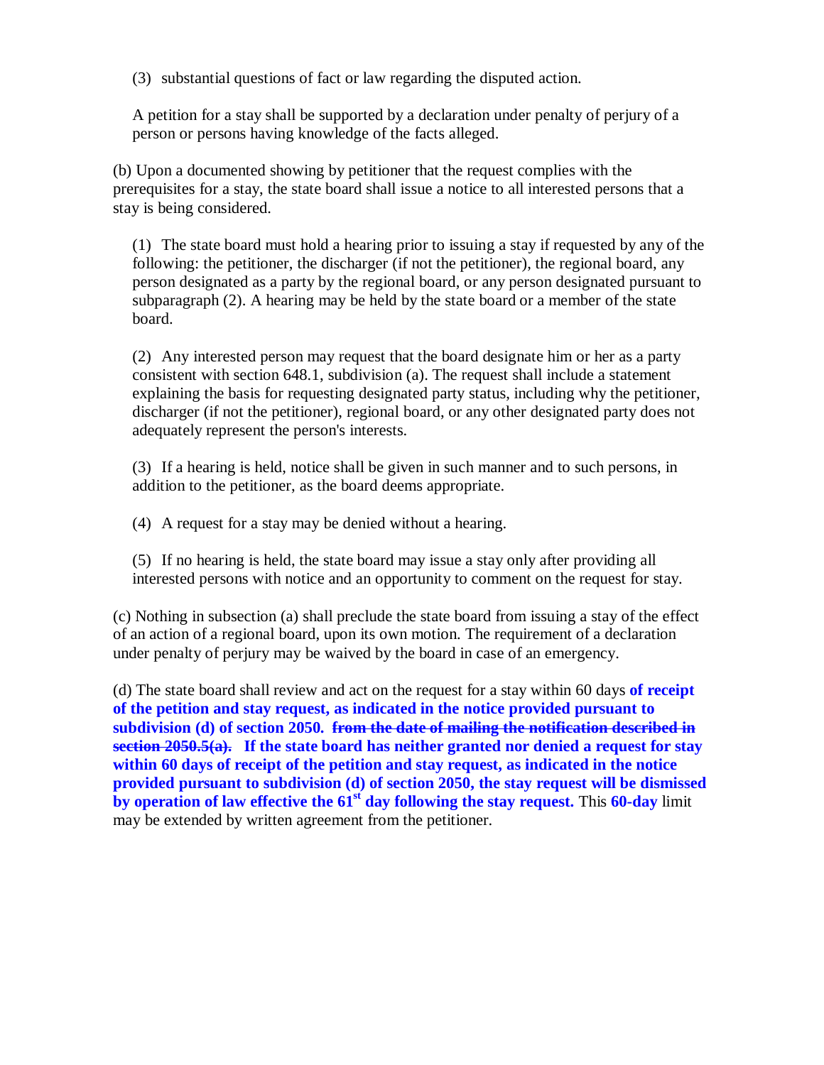(3) substantial questions of fact or law regarding the disputed action.

A petition for a stay shall be supported by a declaration under penalty of perjury of a person or persons having knowledge of the facts alleged.

(b) Upon a documented showing by petitioner that the request complies with the prerequisites for a stay, the state board shall issue a notice to all interested persons that a stay is being considered.

(1) The state board must hold a hearing prior to issuing a stay if requested by any of the following: the petitioner, the discharger (if not the petitioner), the regional board, any person designated as a party by the regional board, or any person designated pursuant to subparagraph (2). A hearing may be held by the state board or a member of the state board.

(2) Any interested person may request that the board designate him or her as a party consistent with section 648.1, subdivision (a). The request shall include a statement explaining the basis for requesting designated party status, including why the petitioner, discharger (if not the petitioner), regional board, or any other designated party does not adequately represent the person's interests.

(3) If a hearing is held, notice shall be given in such manner and to such persons, in addition to the petitioner, as the board deems appropriate.

(4) A request for a stay may be denied without a hearing.

(5) If no hearing is held, the state board may issue a stay only after providing all interested persons with notice and an opportunity to comment on the request for stay.

(c) Nothing in subsection (a) shall preclude the state board from issuing a stay of the effect of an action of a regional board, upon its own motion. The requirement of a declaration under penalty of perjury may be waived by the board in case of an emergency.

(d) The state board shall review and act on the request for a stay within 60 days **of receipt of the petition and stay request, as indicated in the notice provided pursuant to subdivision (d) of section 2050.** ~~from the date of mailing the notification described in section 2050.5(a).~~ **If the state board has neither granted nor denied a request for stay within 60 days of receipt of the petition and stay request, as indicated in the notice provided pursuant to subdivision (d) of section 2050, the stay request will be dismissed by operation of law effective the 61st day following the stay request.** This **60-day** limit may be extended by written agreement from the petitioner.